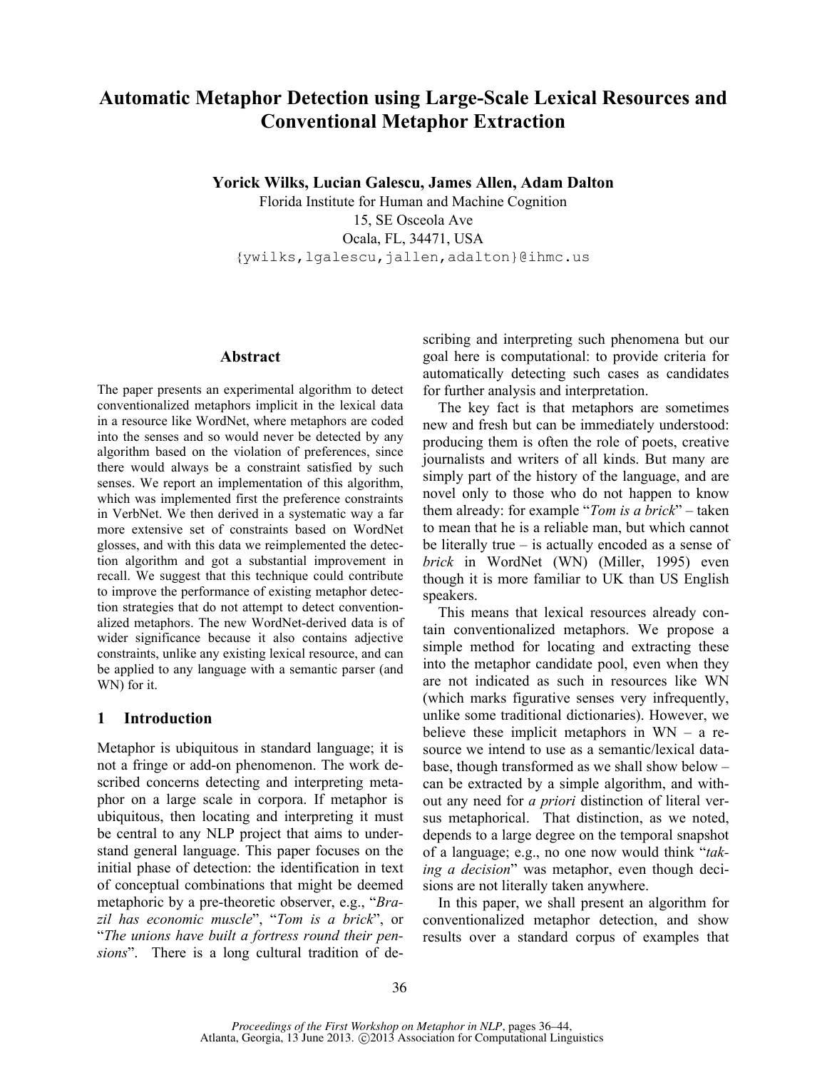# Automatic Metaphor Detection using Large-Scale Lexical Resources and Conventional Metaphor Extraction

**Yorick Wilks, Lucian Galescu, James Allen, Adam Dalton**

Florida Institute for Human and Machine Cognition
15, SE Osceola Ave
Ocala, FL, 34471, USA
{ywilks,lgalescu,jallen,adalton}@ihmc.us

## Abstract

The paper presents an experimental algorithm to detect conventionalized metaphors implicit in the lexical data in a resource like WordNet, where metaphors are coded into the senses and so would never be detected by any algorithm based on the violation of preferences, since there would always be a constraint satisfied by such senses. We report an implementation of this algorithm, which was implemented first the preference constraints in VerbNet. We then derived in a systematic way a far more extensive set of constraints based on WordNet glosses, and with this data we reimplemented the detection algorithm and got a substantial improvement in recall. We suggest that this technique could contribute to improve the performance of existing metaphor detection strategies that do not attempt to detect conventionalized metaphors. The new WordNet-derived data is of wider significance because it also contains adjective constraints, unlike any existing lexical resource, and can be applied to any language with a semantic parser (and WN) for it.

## 1 Introduction

Metaphor is ubiquitous in standard language; it is not a fringe or add-on phenomenon. The work described concerns detecting and interpreting metaphor on a large scale in corpora. If metaphor is ubiquitous, then locating and interpreting it must be central to any NLP project that aims to understand general language. This paper focuses on the initial phase of detection: the identification in text of conceptual combinations that might be deemed metaphoric by a pre-theoretic observer, e.g., "*Brazil has economic muscle*", "*Tom is a brick*", or "*The unions have built a fortress round their pensions*". There is a long cultural tradition of describing and interpreting such phenomena but our goal here is computational: to provide criteria for automatically detecting such cases as candidates for further analysis and interpretation.

The key fact is that metaphors are sometimes new and fresh but can be immediately understood: producing them is often the role of poets, creative journalists and writers of all kinds. But many are simply part of the history of the language, and are novel only to those who do not happen to know them already: for example "*Tom is a brick*" – taken to mean that he is a reliable man, but which cannot be literally true – is actually encoded as a sense of *brick* in WordNet (WN) (Miller, 1995) even though it is more familiar to UK than US English speakers.

This means that lexical resources already contain conventionalized metaphors. We propose a simple method for locating and extracting these into the metaphor candidate pool, even when they are not indicated as such in resources like WN (which marks figurative senses very infrequently, unlike some traditional dictionaries). However, we believe these implicit metaphors in WN – a resource we intend to use as a semantic/lexical database, though transformed as we shall show below – can be extracted by a simple algorithm, and without any need for *a priori* distinction of literal versus metaphorical. That distinction, as we noted, depends to a large degree on the temporal snapshot of a language; e.g., no one now would think "*taking a decision*" was metaphor, even though decisions are not literally taken anywhere.

In this paper, we shall present an algorithm for conventionalized metaphor detection, and show results over a standard corpus of examples that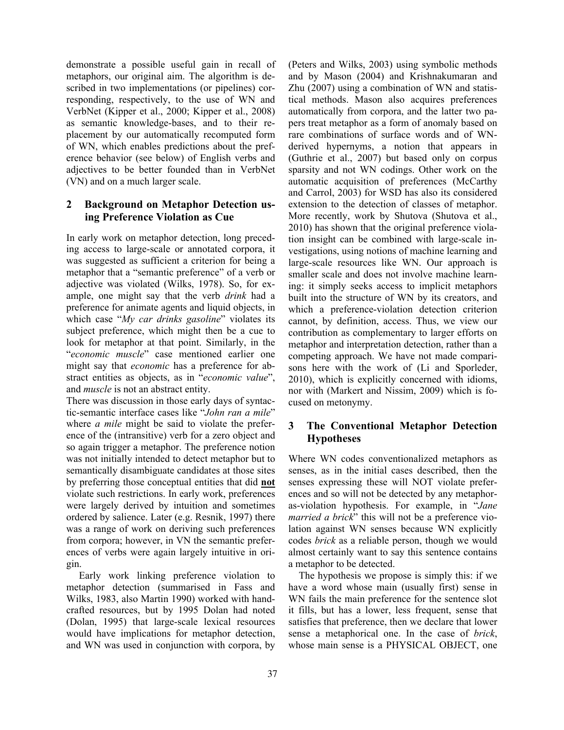demonstrate a possible useful gain in recall of metaphors, our original aim. The algorithm is described in two implementations (or pipelines) corresponding, respectively, to the use of WN and VerbNet (Kipper et al., 2000; Kipper et al., 2008) as semantic knowledge-bases, and to their replacement by our automatically recomputed form of WN, which enables predictions about the preference behavior (see below) of English verbs and adjectives to be better founded than in VerbNet (VN) and on a much larger scale.

## 2 Background on Metaphor Detection using Preference Violation as Cue

In early work on metaphor detection, long preceding access to large-scale or annotated corpora, it was suggested as sufficient a criterion for being a metaphor that a "semantic preference" of a verb or adjective was violated (Wilks, 1978). So, for example, one might say that the verb *drink* had a preference for animate agents and liquid objects, in which case "*My car drinks gasoline*" violates its subject preference, which might then be a cue to look for metaphor at that point. Similarly, in the "*economic muscle*" case mentioned earlier one might say that *economic* has a preference for abstract entities as objects, as in "*economic value*", and *muscle* is not an abstract entity.

There was discussion in those early days of syntactic-semantic interface cases like "*John ran a mile*" where *a mile* might be said to violate the preference of the (intransitive) verb for a zero object and so again trigger a metaphor. The preference notion was not initially intended to detect metaphor but to semantically disambiguate candidates at those sites by preferring those conceptual entities that did **not** violate such restrictions. In early work, preferences were largely derived by intuition and sometimes ordered by salience. Later (e.g. Resnik, 1997) there was a range of work on deriving such preferences from corpora; however, in VN the semantic preferences of verbs were again largely intuitive in origin.

Early work linking preference violation to metaphor detection (summarised in Fass and Wilks, 1983, also Martin 1990) worked with handcrafted resources, but by 1995 Dolan had noted (Dolan, 1995) that large-scale lexical resources would have implications for metaphor detection, and WN was used in conjunction with corpora, by (Peters and Wilks, 2003) using symbolic methods and by Mason (2004) and Krishnakumaran and Zhu (2007) using a combination of WN and statistical methods. Mason also acquires preferences automatically from corpora, and the latter two papers treat metaphor as a form of anomaly based on rare combinations of surface words and of WN-derived hypernyms, a notion that appears in (Guthrie et al., 2007) but based only on corpus sparsity and not WN codings. Other work on the automatic acquisition of preferences (McCarthy and Carrol, 2003) for WSD has also its considered extension to the detection of classes of metaphor. More recently, work by Shutova (Shutova et al., 2010) has shown that the original preference violation insight can be combined with large-scale investigations, using notions of machine learning and large-scale resources like WN. Our approach is smaller scale and does not involve machine learning: it simply seeks access to implicit metaphors built into the structure of WN by its creators, and which a preference-violation detection criterion cannot, by definition, access. Thus, we view our contribution as complementary to larger efforts on metaphor and interpretation detection, rather than a competing approach. We have not made comparisons here with the work of (Li and Sporleder, 2010), which is explicitly concerned with idioms, nor with (Markert and Nissim, 2009) which is focused on metonymy.

## 3 The Conventional Metaphor Detection Hypotheses

Where WN codes conventionalized metaphors as senses, as in the initial cases described, then the senses expressing these will NOT violate preferences and so will not be detected by any metaphor-as-violation hypothesis. For example, in "*Jane married a brick*" this will not be a preference violation against WN senses because WN explicitly codes *brick* as a reliable person, though we would almost certainly want to say this sentence contains a metaphor to be detected.

The hypothesis we propose is simply this: if we have a word whose main (usually first) sense in WN fails the main preference for the sentence slot it fills, but has a lower, less frequent, sense that satisfies that preference, then we declare that lower sense a metaphorical one. In the case of *brick*, whose main sense is a PHYSICAL OBJECT, one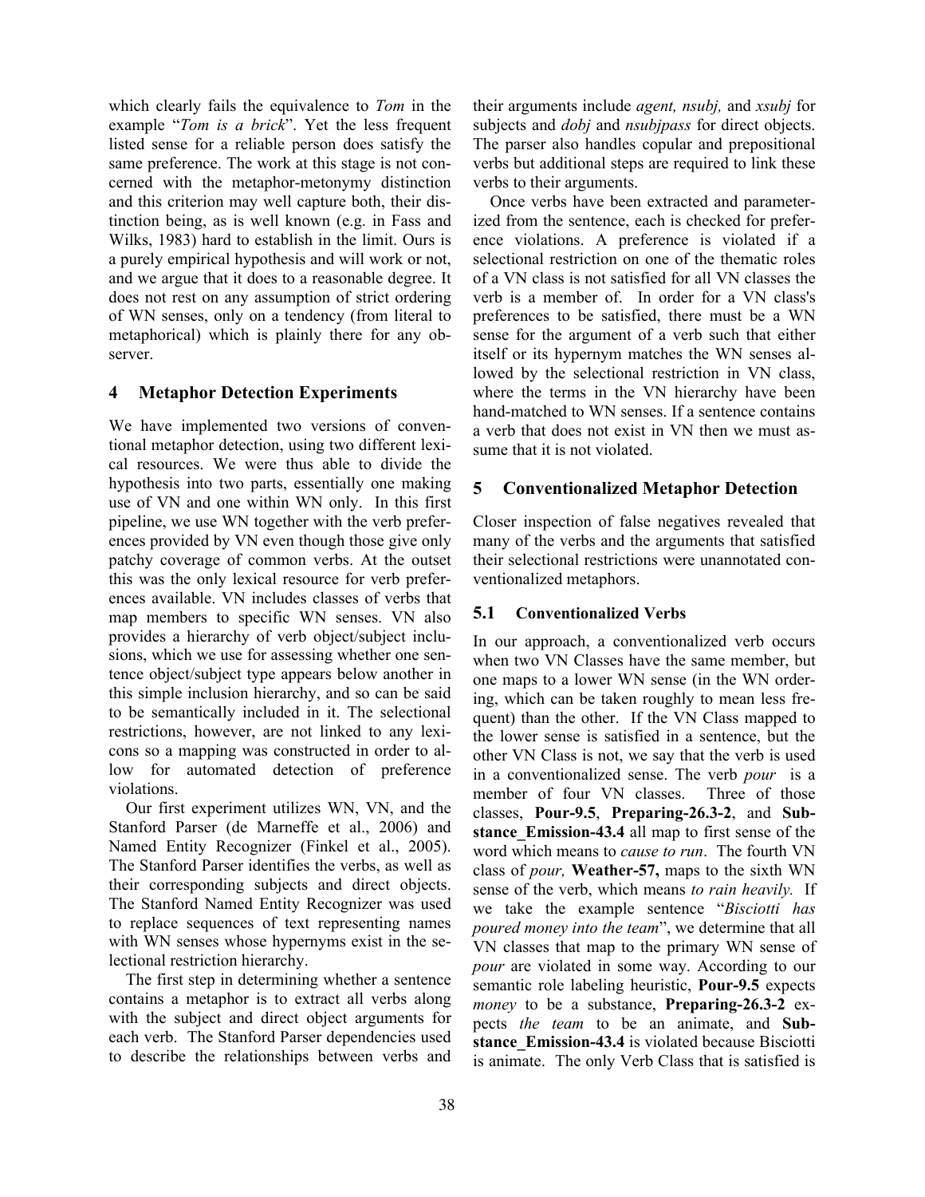which clearly fails the equivalence to *Tom* in the example "*Tom is a brick*". Yet the less frequent listed sense for a reliable person does satisfy the same preference. The work at this stage is not concerned with the metaphor-metonymy distinction and this criterion may well capture both, their distinction being, as is well known (e.g. in Fass and Wilks, 1983) hard to establish in the limit. Ours is a purely empirical hypothesis and will work or not, and we argue that it does to a reasonable degree. It does not rest on any assumption of strict ordering of WN senses, only on a tendency (from literal to metaphorical) which is plainly there for any observer.

## 4 Metaphor Detection Experiments

We have implemented two versions of conventional metaphor detection, using two different lexical resources. We were thus able to divide the hypothesis into two parts, essentially one making use of VN and one within WN only. In this first pipeline, we use WN together with the verb preferences provided by VN even though those give only patchy coverage of common verbs. At the outset this was the only lexical resource for verb preferences available. VN includes classes of verbs that map members to specific WN senses. VN also provides a hierarchy of verb object/subject inclusions, which we use for assessing whether one sentence object/subject type appears below another in this simple inclusion hierarchy, and so can be said to be semantically included in it. The selectional restrictions, however, are not linked to any lexicons so a mapping was constructed in order to allow for automated detection of preference violations.

Our first experiment utilizes WN, VN, and the Stanford Parser (de Marneffe et al., 2006) and Named Entity Recognizer (Finkel et al., 2005). The Stanford Parser identifies the verbs, as well as their corresponding subjects and direct objects. The Stanford Named Entity Recognizer was used to replace sequences of text representing names with WN senses whose hypernyms exist in the selectional restriction hierarchy.

The first step in determining whether a sentence contains a metaphor is to extract all verbs along with the subject and direct object arguments for each verb. The Stanford Parser dependencies used to describe the relationships between verbs and their arguments include *agent, nsubj,* and *xsubj* for subjects and *dobj* and *nsubjpass* for direct objects. The parser also handles copular and prepositional verbs but additional steps are required to link these verbs to their arguments.

Once verbs have been extracted and parameterized from the sentence, each is checked for preference violations. A preference is violated if a selectional restriction on one of the thematic roles of a VN class is not satisfied for all VN classes the verb is a member of. In order for a VN class's preferences to be satisfied, there must be a WN sense for the argument of a verb such that either itself or its hypernym matches the WN senses allowed by the selectional restriction in VN class, where the terms in the VN hierarchy have been hand-matched to WN senses. If a sentence contains a verb that does not exist in VN then we must assume that it is not violated.

## 5 Conventionalized Metaphor Detection

Closer inspection of false negatives revealed that many of the verbs and the arguments that satisfied their selectional restrictions were unannotated conventionalized metaphors.

### 5.1 Conventionalized Verbs

In our approach, a conventionalized verb occurs when two VN Classes have the same member, but one maps to a lower WN sense (in the WN ordering, which can be taken roughly to mean less frequent) than the other. If the VN Class mapped to the lower sense is satisfied in a sentence, but the other VN Class is not, we say that the verb is used in a conventionalized sense. The verb *pour* is a member of four VN classes. Three of those classes, **Pour-9.5**, **Preparing-26.3-2**, and **Substance_Emission-43.4** all map to first sense of the word which means to *cause to run*. The fourth VN class of *pour,* **Weather-57,** maps to the sixth WN sense of the verb, which means *to rain heavily.* If we take the example sentence "*Bisciotti has poured money into the team*", we determine that all VN classes that map to the primary WN sense of *pour* are violated in some way. According to our semantic role labeling heuristic, **Pour-9.5** expects *money* to be a substance, **Preparing-26.3-2** expects *the team* to be an animate, and **Substance_Emission-43.4** is violated because Bisciotti is animate. The only Verb Class that is satisfied is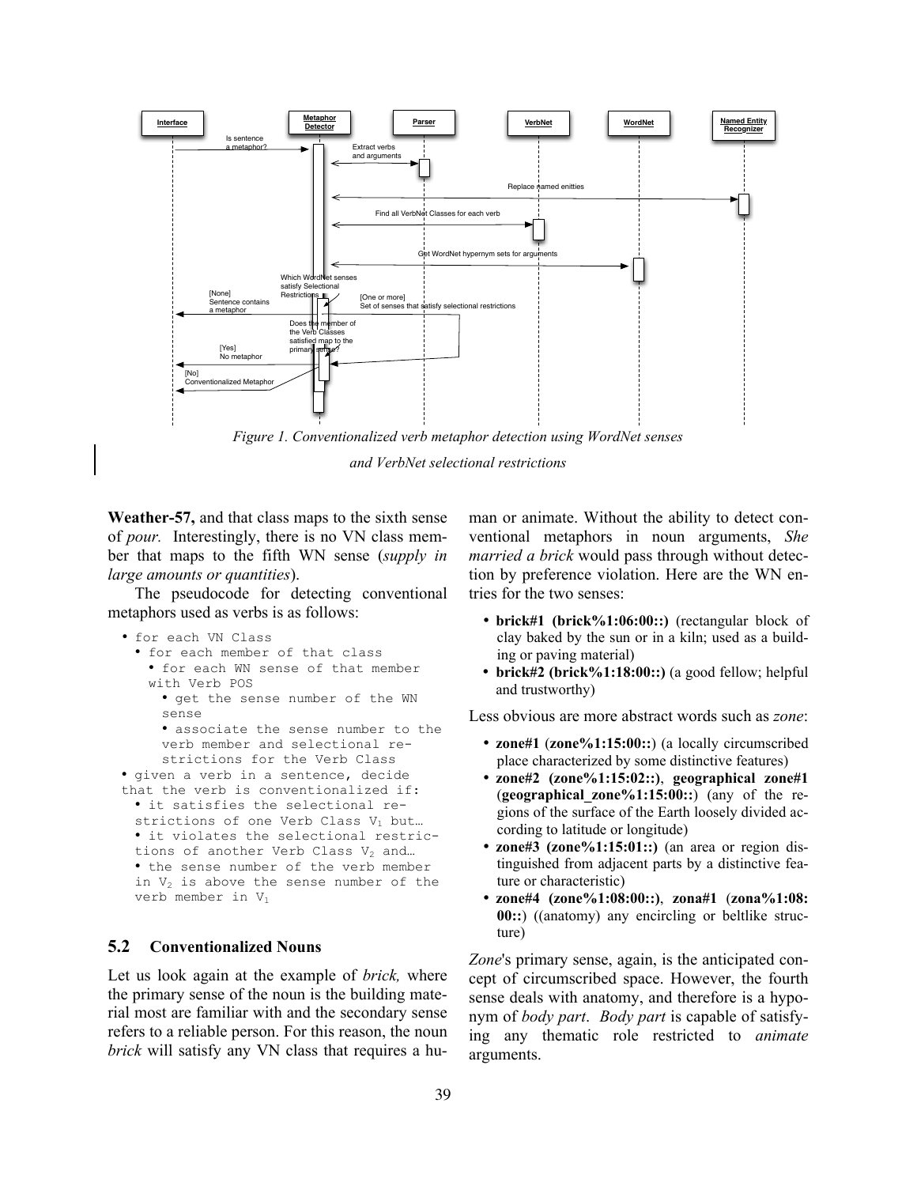*Figure 1. Conventionalized verb metaphor detection using WordNet senses and VerbNet selectional restrictions*

**Weather-57,** and that class maps to the sixth sense of *pour.* Interestingly, there is no VN class member that maps to the fifth WN sense (*supply in large amounts or quantities*).

The pseudocode for detecting conventional metaphors used as verbs is as follows:

```
• for each VN Class
  • for each member of that class
    • for each WN sense of that member
    with Verb POS
      • get the sense number of the WN
      sense
      • associate the sense number to the
      verb member and selectional re-
      strictions for the Verb Class
• given a verb in a sentence, decide
that the verb is conventionalized if:
  • it satisfies the selectional re-
  strictions of one Verb Class V1 but…
  • it violates the selectional restric-
  tions of another Verb Class V2 and…
  • the sense number of the verb member
  in V2 is above the sense number of the
  verb member in V1
```

## 5.2 Conventionalized Nouns

Let us look again at the example of *brick,* where the primary sense of the noun is the building material most are familiar with and the secondary sense refers to a reliable person. For this reason, the noun *brick* will satisfy any VN class that requires a human or animate. Without the ability to detect conventional metaphors in noun arguments, *She married a brick* would pass through without detection by preference violation. Here are the WN entries for the two senses:

- **brick#1 (brick%1:06:00::)** (rectangular block of clay baked by the sun or in a kiln; used as a building or paving material)
- **brick#2 (brick%1:18:00::)** (a good fellow; helpful and trustworthy)

Less obvious are more abstract words such as *zone*:

- **zone#1** (**zone%1:15:00::**) (a locally circumscribed place characterized by some distinctive features)
- **zone#2 (zone%1:15:02::)**, **geographical zone#1** (**geographical_zone%1:15:00::**) (any of the regions of the surface of the Earth loosely divided according to latitude or longitude)
- **zone#3 (zone%1:15:01::)** (an area or region distinguished from adjacent parts by a distinctive feature or characteristic)
- **zone#4 (zone%1:08:00::)**, **zona#1** (**zona%1:08:00::**) ((anatomy) any encircling or beltlike structure)

*Zone*'s primary sense, again, is the anticipated concept of circumscribed space. However, the fourth sense deals with anatomy, and therefore is a hyponym of *body part*. *Body part* is capable of satisfying any thematic role restricted to *animate* arguments.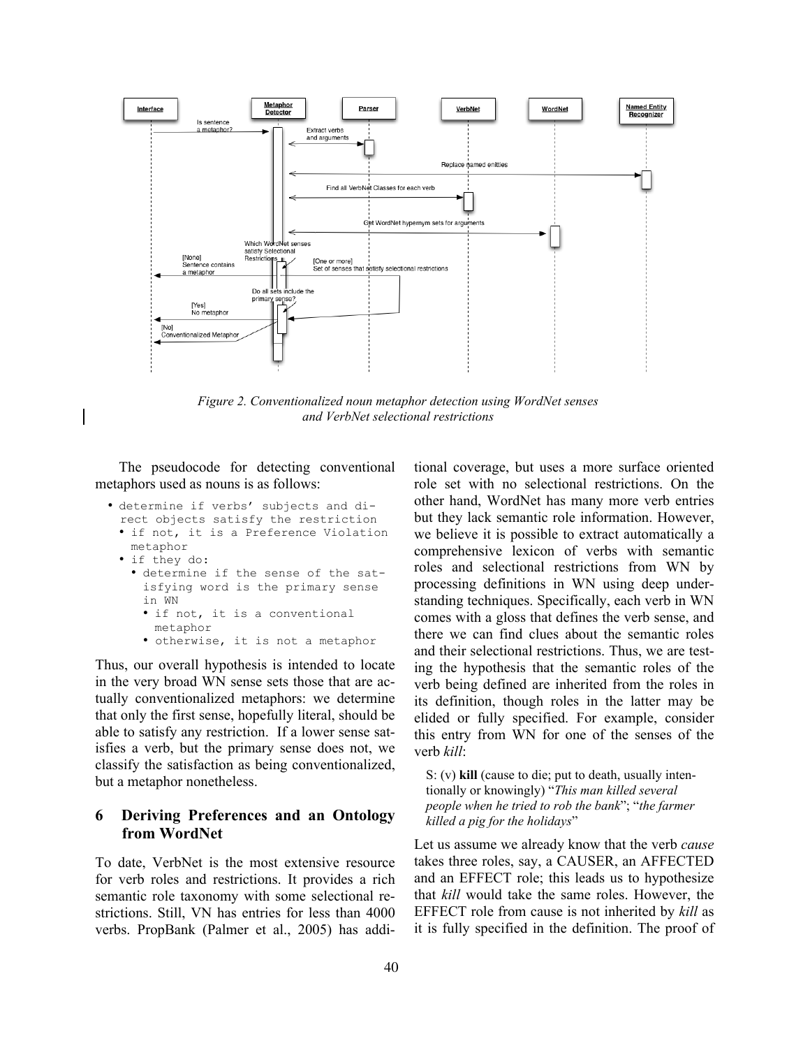Figure 2. Conventionalized noun metaphor detection using WordNet senses and VerbNet selectional restrictions

The pseudocode for detecting conventional metaphors used as nouns is as follows:

```
• determine if verbs' subjects and di-
  rect objects satisfy the restriction
  • if not, it is a Preference Violation
    metaphor
  • if they do:
    • determine if the sense of the sat-
      isfying word is the primary sense
      in WN
      • if not, it is a conventional
        metaphor
      • otherwise, it is not a metaphor
```

Thus, our overall hypothesis is intended to locate in the very broad WN sense sets those that are actually conventionalized metaphors: we determine that only the first sense, hopefully literal, should be able to satisfy any restriction. If a lower sense satisfies a verb, but the primary sense does not, we classify the satisfaction as being conventionalized, but a metaphor nonetheless.

## 6 Deriving Preferences and an Ontology from WordNet

To date, VerbNet is the most extensive resource for verb roles and restrictions. It provides a rich semantic role taxonomy with some selectional restrictions. Still, VN has entries for less than 4000 verbs. PropBank (Palmer et al., 2005) has additional coverage, but uses a more surface oriented role set with no selectional restrictions. On the other hand, WordNet has many more verb entries but they lack semantic role information. However, we believe it is possible to extract automatically a comprehensive lexicon of verbs with semantic roles and selectional restrictions from WN by processing definitions in WN using deep understanding techniques. Specifically, each verb in WN comes with a gloss that defines the verb sense, and there we can find clues about the semantic roles and their selectional restrictions. Thus, we are testing the hypothesis that the semantic roles of the verb being defined are inherited from the roles in its definition, though roles in the latter may be elided or fully specified. For example, consider this entry from WN for one of the senses of the verb *kill*:

> S: (v) **kill** (cause to die; put to death, usually intentionally or knowingly) "*This man killed several people when he tried to rob the bank*"; "*the farmer killed a pig for the holidays*"

Let us assume we already know that the verb *cause* takes three roles, say, a CAUSER, an AFFECTED and an EFFECT role; this leads us to hypothesize that *kill* would take the same roles. However, the EFFECT role from cause is not inherited by *kill* as it is fully specified in the definition. The proof of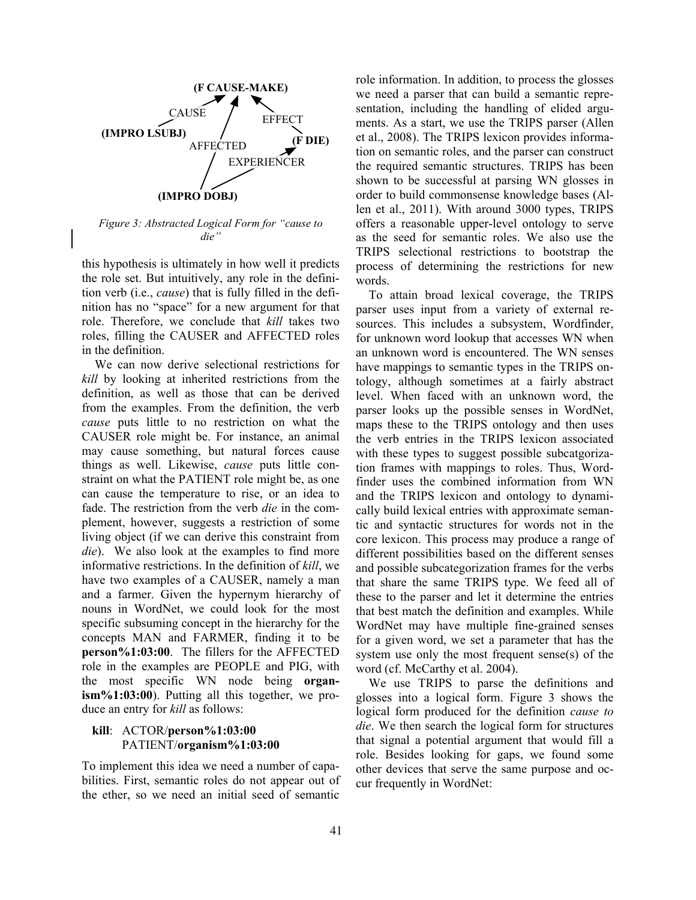Figure 3: Abstracted Logical Form for "cause to die"

this hypothesis is ultimately in how well it predicts the role set. But intuitively, any role in the definition verb (i.e., *cause*) that is fully filled in the definition has no "space" for a new argument for that role. Therefore, we conclude that *kill* takes two roles, filling the CAUSER and AFFECTED roles in the definition.

We can now derive selectional restrictions for *kill* by looking at inherited restrictions from the definition, as well as those that can be derived from the examples. From the definition, the verb *cause* puts little to no restriction on what the CAUSER role might be. For instance, an animal may cause something, but natural forces cause things as well. Likewise, *cause* puts little constraint on what the PATIENT role might be, as one can cause the temperature to rise, or an idea to fade. The restriction from the verb *die* in the complement, however, suggests a restriction of some living object (if we can derive this constraint from *die*). We also look at the examples to find more informative restrictions. In the definition of *kill*, we have two examples of a CAUSER, namely a man and a farmer. Given the hypernym hierarchy of nouns in WordNet, we could look for the most specific subsuming concept in the hierarchy for the concepts MAN and FARMER, finding it to be **person%1:03:00**. The fillers for the AFFECTED role in the examples are PEOPLE and PIG, with the most specific WN node being **organism%1:03:00**). Putting all this together, we produce an entry for *kill* as follows:

**kill**: ACTOR/**person%1:03:00**
PATIENT/**organism%1:03:00**

To implement this idea we need a number of capabilities. First, semantic roles do not appear out of the ether, so we need an initial seed of semantic role information. In addition, to process the glosses we need a parser that can build a semantic representation, including the handling of elided arguments. As a start, we use the TRIPS parser (Allen et al., 2008). The TRIPS lexicon provides information on semantic roles, and the parser can construct the required semantic structures. TRIPS has been shown to be successful at parsing WN glosses in order to build commonsense knowledge bases (Allen et al., 2011). With around 3000 types, TRIPS offers a reasonable upper-level ontology to serve as the seed for semantic roles. We also use the TRIPS selectional restrictions to bootstrap the process of determining the restrictions for new words.

To attain broad lexical coverage, the TRIPS parser uses input from a variety of external resources. This includes a subsystem, Wordfinder, for unknown word lookup that accesses WN when an unknown word is encountered. The WN senses have mappings to semantic types in the TRIPS ontology, although sometimes at a fairly abstract level. When faced with an unknown word, the parser looks up the possible senses in WordNet, maps these to the TRIPS ontology and then uses the verb entries in the TRIPS lexicon associated with these types to suggest possible subcatgorization frames with mappings to roles. Thus, Wordfinder uses the combined information from WN and the TRIPS lexicon and ontology to dynamically build lexical entries with approximate semantic and syntactic structures for words not in the core lexicon. This process may produce a range of different possibilities based on the different senses and possible subcategorization frames for the verbs that share the same TRIPS type. We feed all of these to the parser and let it determine the entries that best match the definition and examples. While WordNet may have multiple fine-grained senses for a given word, we set a parameter that has the system use only the most frequent sense(s) of the word (cf. McCarthy et al. 2004).

We use TRIPS to parse the definitions and glosses into a logical form. Figure 3 shows the logical form produced for the definition *cause to die*. We then search the logical form for structures that signal a potential argument that would fill a role. Besides looking for gaps, we found some other devices that serve the same purpose and occur frequently in WordNet: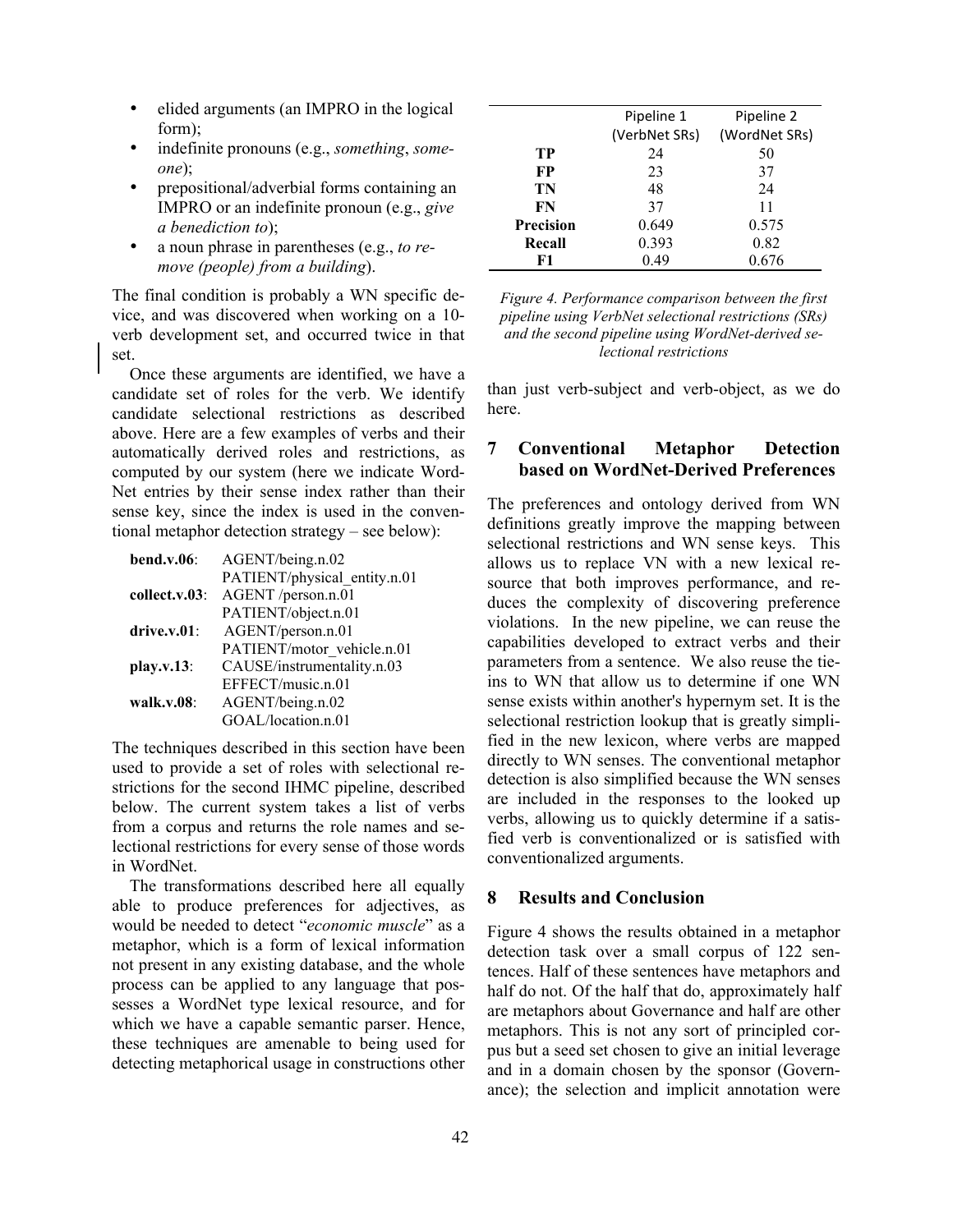- elided arguments (an IMPRO in the logical form);
- indefinite pronouns (e.g., *something*, *someone*);
- prepositional/adverbial forms containing an IMPRO or an indefinite pronoun (e.g., *give a benediction to*);
- a noun phrase in parentheses (e.g., *to remove (people) from a building*).

The final condition is probably a WN specific device, and was discovered when working on a 10-verb development set, and occurred twice in that set.

Once these arguments are identified, we have a candidate set of roles for the verb. We identify candidate selectional restrictions as described above. Here are a few examples of verbs and their automatically derived roles and restrictions, as computed by our system (here we indicate WordNet entries by their sense index rather than their sense key, since the index is used in the conventional metaphor detection strategy – see below):

| | |
|---|---|
| **bend.v.06**: | AGENT/being.n.02 |
| | PATIENT/physical_entity.n.01 |
| **collect.v.03**: | AGENT /person.n.01 |
| | PATIENT/object.n.01 |
| **drive.v.01**: | AGENT/person.n.01 |
| | PATIENT/motor_vehicle.n.01 |
| **play.v.13**: | CAUSE/instrumentality.n.03 |
| | EFFECT/music.n.01 |
| **walk.v.08**: | AGENT/being.n.02 |
| | GOAL/location.n.01 |

The techniques described in this section have been used to provide a set of roles with selectional restrictions for the second IHMC pipeline, described below. The current system takes a list of verbs from a corpus and returns the role names and selectional restrictions for every sense of those words in WordNet.

The transformations described here all equally able to produce preferences for adjectives, as would be needed to detect "*economic muscle*" as a metaphor, which is a form of lexical information not present in any existing database, and the whole process can be applied to any language that possesses a WordNet type lexical resource, and for which we have a capable semantic parser. Hence, these techniques are amenable to being used for detecting metaphorical usage in constructions other than just verb-subject and verb-object, as we do here.

| | Pipeline 1 (VerbNet SRs) | Pipeline 2 (WordNet SRs) |
|---|---|---|
| **TP** | 24 | 50 |
| **FP** | 23 | 37 |
| **TN** | 48 | 24 |
| **FN** | 37 | 11 |
| **Precision** | 0.649 | 0.575 |
| **Recall** | 0.393 | 0.82 |
| **F1** | 0.49 | 0.676 |

*Figure 4. Performance comparison between the first pipeline using VerbNet selectional restrictions (SRs) and the second pipeline using WordNet-derived selectional restrictions*

## 7 Conventional Metaphor Detection based on WordNet-Derived Preferences

The preferences and ontology derived from WN definitions greatly improve the mapping between selectional restrictions and WN sense keys. This allows us to replace VN with a new lexical resource that both improves performance, and reduces the complexity of discovering preference violations. In the new pipeline, we can reuse the capabilities developed to extract verbs and their parameters from a sentence. We also reuse the tie-ins to WN that allow us to determine if one WN sense exists within another's hypernym set. It is the selectional restriction lookup that is greatly simplified in the new lexicon, where verbs are mapped directly to WN senses. The conventional metaphor detection is also simplified because the WN senses are included in the responses to the looked up verbs, allowing us to quickly determine if a satisfied verb is conventionalized or is satisfied with conventionalized arguments.

## 8 Results and Conclusion

Figure 4 shows the results obtained in a metaphor detection task over a small corpus of 122 sentences. Half of these sentences have metaphors and half do not. Of the half that do, approximately half are metaphors about Governance and half are other metaphors. This is not any sort of principled corpus but a seed set chosen to give an initial leverage and in a domain chosen by the sponsor (Governance); the selection and implicit annotation were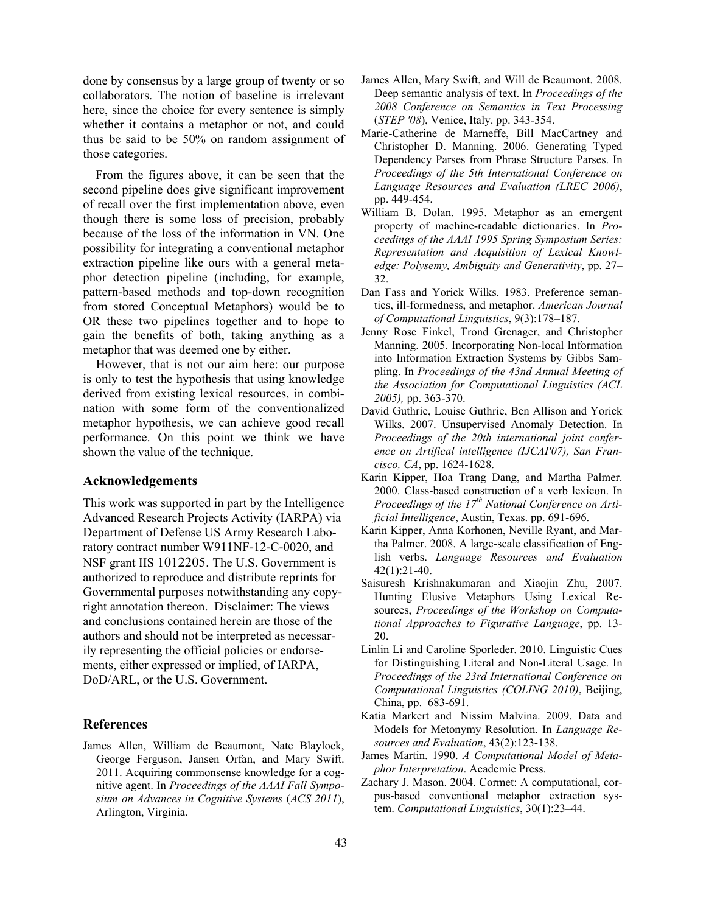done by consensus by a large group of twenty or so collaborators. The notion of baseline is irrelevant here, since the choice for every sentence is simply whether it contains a metaphor or not, and could thus be said to be 50% on random assignment of those categories.

From the figures above, it can be seen that the second pipeline does give significant improvement of recall over the first implementation above, even though there is some loss of precision, probably because of the loss of the information in VN. One possibility for integrating a conventional metaphor extraction pipeline like ours with a general metaphor detection pipeline (including, for example, pattern-based methods and top-down recognition from stored Conceptual Metaphors) would be to OR these two pipelines together and to hope to gain the benefits of both, taking anything as a metaphor that was deemed one by either.

However, that is not our aim here: our purpose is only to test the hypothesis that using knowledge derived from existing lexical resources, in combination with some form of the conventionalized metaphor hypothesis, we can achieve good recall performance. On this point we think we have shown the value of the technique.

## Acknowledgements

This work was supported in part by the Intelligence Advanced Research Projects Activity (IARPA) via Department of Defense US Army Research Laboratory contract number W911NF-12-C-0020, and NSF grant IIS 1012205. The U.S. Government is authorized to reproduce and distribute reprints for Governmental purposes notwithstanding any copyright annotation thereon. Disclaimer: The views and conclusions contained herein are those of the authors and should not be interpreted as necessarily representing the official policies or endorsements, either expressed or implied, of IARPA, DoD/ARL, or the U.S. Government.

## References

James Allen, William de Beaumont, Nate Blaylock, George Ferguson, Jansen Orfan, and Mary Swift. 2011. Acquiring commonsense knowledge for a cognitive agent. In *Proceedings of the AAAI Fall Symposium on Advances in Cognitive Systems* (*ACS 2011*), Arlington, Virginia.

James Allen, Mary Swift, and Will de Beaumont. 2008. Deep semantic analysis of text. In *Proceedings of the 2008 Conference on Semantics in Text Processing* (*STEP '08*), Venice, Italy. pp. 343-354.

Marie-Catherine de Marneffe, Bill MacCartney and Christopher D. Manning. 2006. Generating Typed Dependency Parses from Phrase Structure Parses. In *Proceedings of the 5th International Conference on Language Resources and Evaluation (LREC 2006)*, pp. 449-454.

William B. Dolan. 1995. Metaphor as an emergent property of machine-readable dictionaries. In *Proceedings of the AAAI 1995 Spring Symposium Series: Representation and Acquisition of Lexical Knowledge: Polysemy, Ambiguity and Generativity*, pp. 27–32.

Dan Fass and Yorick Wilks. 1983. Preference semantics, ill-formedness, and metaphor. *American Journal of Computational Linguistics*, 9(3):178–187.

Jenny Rose Finkel, Trond Grenager, and Christopher Manning. 2005. Incorporating Non-local Information into Information Extraction Systems by Gibbs Sampling. In *Proceedings of the 43nd Annual Meeting of the Association for Computational Linguistics (ACL 2005),* pp. 363-370.

David Guthrie, Louise Guthrie, Ben Allison and Yorick Wilks. 2007. Unsupervised Anomaly Detection. In *Proceedings of the 20th international joint conference on Artifical intelligence (IJCAI'07), San Francisco, CA*, pp. 1624-1628.

Karin Kipper, Hoa Trang Dang, and Martha Palmer. 2000. Class-based construction of a verb lexicon. In *Proceedings of the 17th National Conference on Artificial Intelligence*, Austin, Texas. pp. 691-696.

Karin Kipper, Anna Korhonen, Neville Ryant, and Martha Palmer. 2008. A large-scale classification of English verbs. *Language Resources and Evaluation* 42(1):21-40.

Saisuresh Krishnakumaran and Xiaojin Zhu, 2007. Hunting Elusive Metaphors Using Lexical Resources, *Proceedings of the Workshop on Computational Approaches to Figurative Language*, pp. 13-20.

Linlin Li and Caroline Sporleder. 2010. Linguistic Cues for Distinguishing Literal and Non-Literal Usage. In *Proceedings of the 23rd International Conference on Computational Linguistics (COLING 2010)*, Beijing, China, pp. 683-691.

Katia Markert and Nissim Malvina. 2009. Data and Models for Metonymy Resolution. In *Language Resources and Evaluation*, 43(2):123-138.

James Martin. 1990. *A Computational Model of Metaphor Interpretation*. Academic Press.

Zachary J. Mason. 2004. Cormet: A computational, corpus-based conventional metaphor extraction system. *Computational Linguistics*, 30(1):23–44.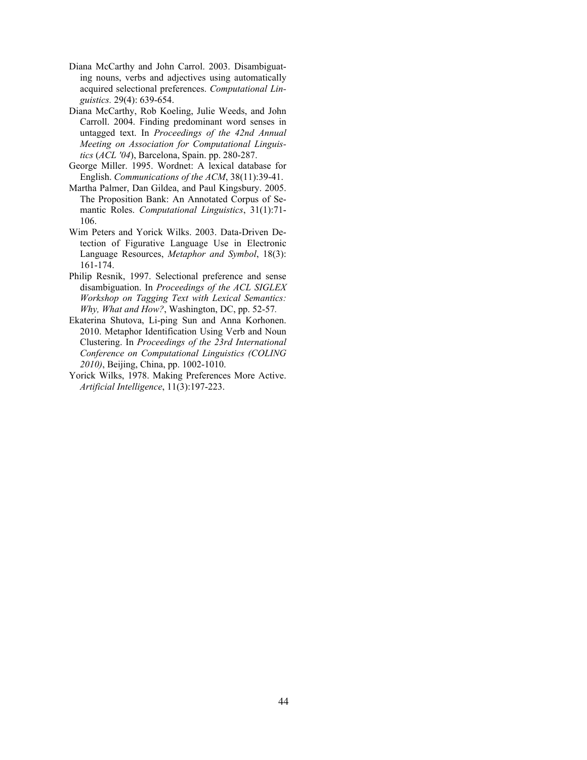Diana McCarthy and John Carrol. 2003. Disambiguating nouns, verbs and adjectives using automatically acquired selectional preferences. *Computational Linguistics.* 29(4): 639-654.

Diana McCarthy, Rob Koeling, Julie Weeds, and John Carroll. 2004. Finding predominant word senses in untagged text. In *Proceedings of the 42nd Annual Meeting on Association for Computational Linguistics* (*ACL '04*), Barcelona, Spain. pp. 280-287.

George Miller. 1995. Wordnet: A lexical database for English. *Communications of the ACM*, 38(11):39-41.

Martha Palmer, Dan Gildea, and Paul Kingsbury. 2005. The Proposition Bank: An Annotated Corpus of Semantic Roles. *Computational Linguistics*, 31(1):71-106.

Wim Peters and Yorick Wilks. 2003. Data-Driven Detection of Figurative Language Use in Electronic Language Resources, *Metaphor and Symbol*, 18(3): 161-174.

Philip Resnik, 1997. Selectional preference and sense disambiguation. In *Proceedings of the ACL SIGLEX Workshop on Tagging Text with Lexical Semantics: Why, What and How?*, Washington, DC, pp. 52-57.

Ekaterina Shutova, Li-ping Sun and Anna Korhonen. 2010. Metaphor Identification Using Verb and Noun Clustering. In *Proceedings of the 23rd International Conference on Computational Linguistics (COLING 2010)*, Beijing, China, pp. 1002-1010.

Yorick Wilks, 1978. Making Preferences More Active. *Artificial Intelligence*, 11(3):197-223.